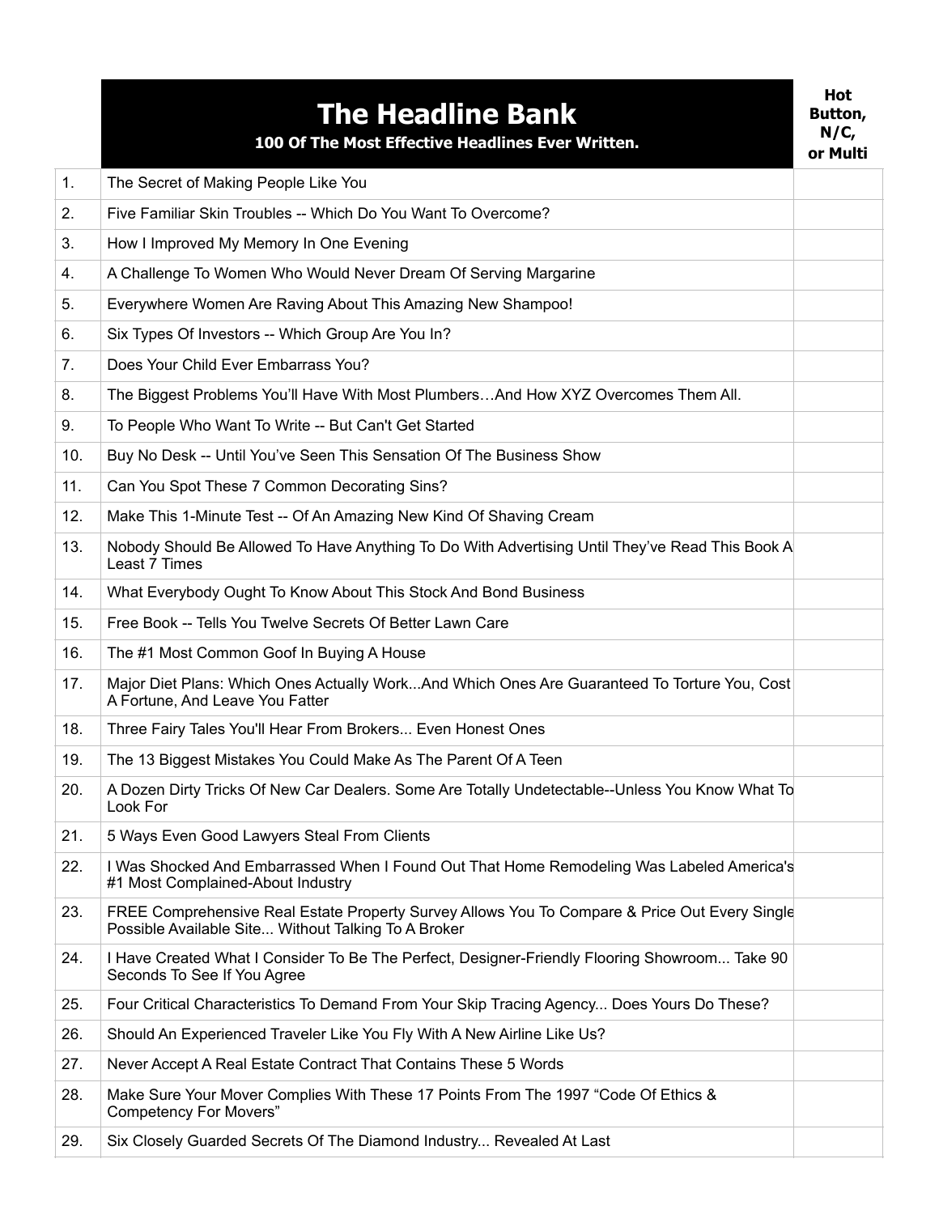| | The Headline Bank<br>100 Of The Most Effective Headlines Ever Written. | Hot Button, N/C, or Multi |
|---|---|---|
| 1. | The Secret of Making People Like You | |
| 2. | Five Familiar Skin Troubles -- Which Do You Want To Overcome? | |
| 3. | How I Improved My Memory In One Evening | |
| 4. | A Challenge To Women Who Would Never Dream Of Serving Margarine | |
| 5. | Everywhere Women Are Raving About This Amazing New Shampoo! | |
| 6. | Six Types Of Investors -- Which Group Are You In? | |
| 7. | Does Your Child Ever Embarrass You? | |
| 8. | The Biggest Problems You'll Have With Most Plumbers…And How XYZ Overcomes Them All. | |
| 9. | To People Who Want To Write -- But Can't Get Started | |
| 10. | Buy No Desk -- Until You've Seen This Sensation Of The Business Show | |
| 11. | Can You Spot These 7 Common Decorating Sins? | |
| 12. | Make This 1-Minute Test -- Of An Amazing New Kind Of Shaving Cream | |
| 13. | Nobody Should Be Allowed To Have Anything To Do With Advertising Until They've Read This Book A Least 7 Times | |
| 14. | What Everybody Ought To Know About This Stock And Bond Business | |
| 15. | Free Book -- Tells You Twelve Secrets Of Better Lawn Care | |
| 16. | The #1 Most Common Goof In Buying A House | |
| 17. | Major Diet Plans: Which Ones Actually Work...And Which Ones Are Guaranteed To Torture You, Cost A Fortune, And Leave You Fatter | |
| 18. | Three Fairy Tales You'll Hear From Brokers... Even Honest Ones | |
| 19. | The 13 Biggest Mistakes You Could Make As The Parent Of A Teen | |
| 20. | A Dozen Dirty Tricks Of New Car Dealers. Some Are Totally Undetectable--Unless You Know What To Look For | |
| 21. | 5 Ways Even Good Lawyers Steal From Clients | |
| 22. | I Was Shocked And Embarrassed When I Found Out That Home Remodeling Was Labeled America's #1 Most Complained-About Industry | |
| 23. | FREE Comprehensive Real Estate Property Survey Allows You To Compare & Price Out Every Single Possible Available Site... Without Talking To A Broker | |
| 24. | I Have Created What I Consider To Be The Perfect, Designer-Friendly Flooring Showroom... Take 90 Seconds To See If You Agree | |
| 25. | Four Critical Characteristics To Demand From Your Skip Tracing Agency... Does Yours Do These? | |
| 26. | Should An Experienced Traveler Like You Fly With A New Airline Like Us? | |
| 27. | Never Accept A Real Estate Contract That Contains These 5 Words | |
| 28. | Make Sure Your Mover Complies With These 17 Points From The 1997 "Code Of Ethics & Competency For Movers" | |
| 29. | Six Closely Guarded Secrets Of The Diamond Industry... Revealed At Last | |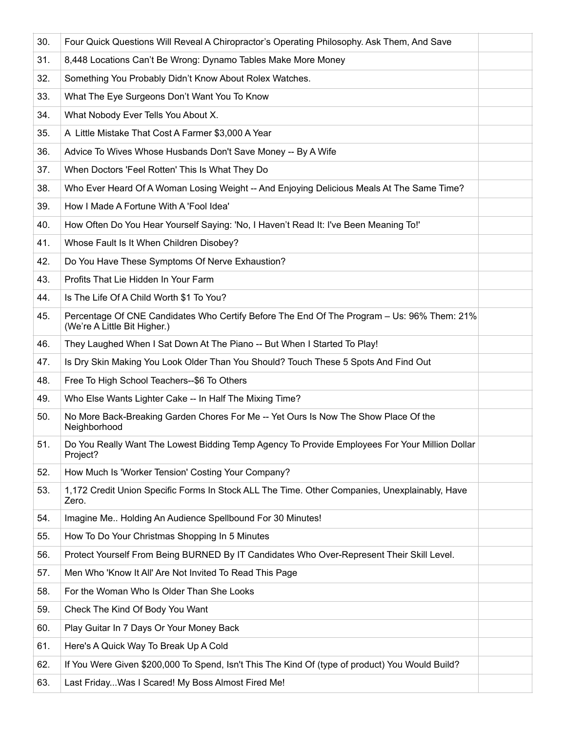| | | |
|---|---|---|
| 30. | Four Quick Questions Will Reveal A Chiropractor's Operating Philosophy. Ask Them, And Save | |
| 31. | 8,448 Locations Can't Be Wrong: Dynamo Tables Make More Money | |
| 32. | Something You Probably Didn't Know About Rolex Watches. | |
| 33. | What The Eye Surgeons Don't Want You To Know | |
| 34. | What Nobody Ever Tells You About X. | |
| 35. | A Little Mistake That Cost A Farmer $3,000 A Year | |
| 36. | Advice To Wives Whose Husbands Don't Save Money -- By A Wife | |
| 37. | When Doctors 'Feel Rotten' This Is What They Do | |
| 38. | Who Ever Heard Of A Woman Losing Weight -- And Enjoying Delicious Meals At The Same Time? | |
| 39. | How I Made A Fortune With A 'Fool Idea' | |
| 40. | How Often Do You Hear Yourself Saying: 'No, I Haven't Read It: I've Been Meaning To!' | |
| 41. | Whose Fault Is It When Children Disobey? | |
| 42. | Do You Have These Symptoms Of Nerve Exhaustion? | |
| 43. | Profits That Lie Hidden In Your Farm | |
| 44. | Is The Life Of A Child Worth $1 To You? | |
| 45. | Percentage Of CNE Candidates Who Certify Before The End Of The Program – Us: 96% Them: 21% (We're A Little Bit Higher.) | |
| 46. | They Laughed When I Sat Down At The Piano -- But When I Started To Play! | |
| 47. | Is Dry Skin Making You Look Older Than You Should? Touch These 5 Spots And Find Out | |
| 48. | Free To High School Teachers--$6 To Others | |
| 49. | Who Else Wants Lighter Cake -- In Half The Mixing Time? | |
| 50. | No More Back-Breaking Garden Chores For Me -- Yet Ours Is Now The Show Place Of the Neighborhood | |
| 51. | Do You Really Want The Lowest Bidding Temp Agency To Provide Employees For Your Million Dollar Project? | |
| 52. | How Much Is 'Worker Tension' Costing Your Company? | |
| 53. | 1,172 Credit Union Specific Forms In Stock ALL The Time. Other Companies, Unexplainably, Have Zero. | |
| 54. | Imagine Me.. Holding An Audience Spellbound For 30 Minutes! | |
| 55. | How To Do Your Christmas Shopping In 5 Minutes | |
| 56. | Protect Yourself From Being BURNED By IT Candidates Who Over-Represent Their Skill Level. | |
| 57. | Men Who 'Know It All' Are Not Invited To Read This Page | |
| 58. | For the Woman Who Is Older Than She Looks | |
| 59. | Check The Kind Of Body You Want | |
| 60. | Play Guitar In 7 Days Or Your Money Back | |
| 61. | Here's A Quick Way To Break Up A Cold | |
| 62. | If You Were Given $200,000 To Spend, Isn't This The Kind Of (type of product) You Would Build? | |
| 63. | Last Friday...Was I Scared! My Boss Almost Fired Me! | |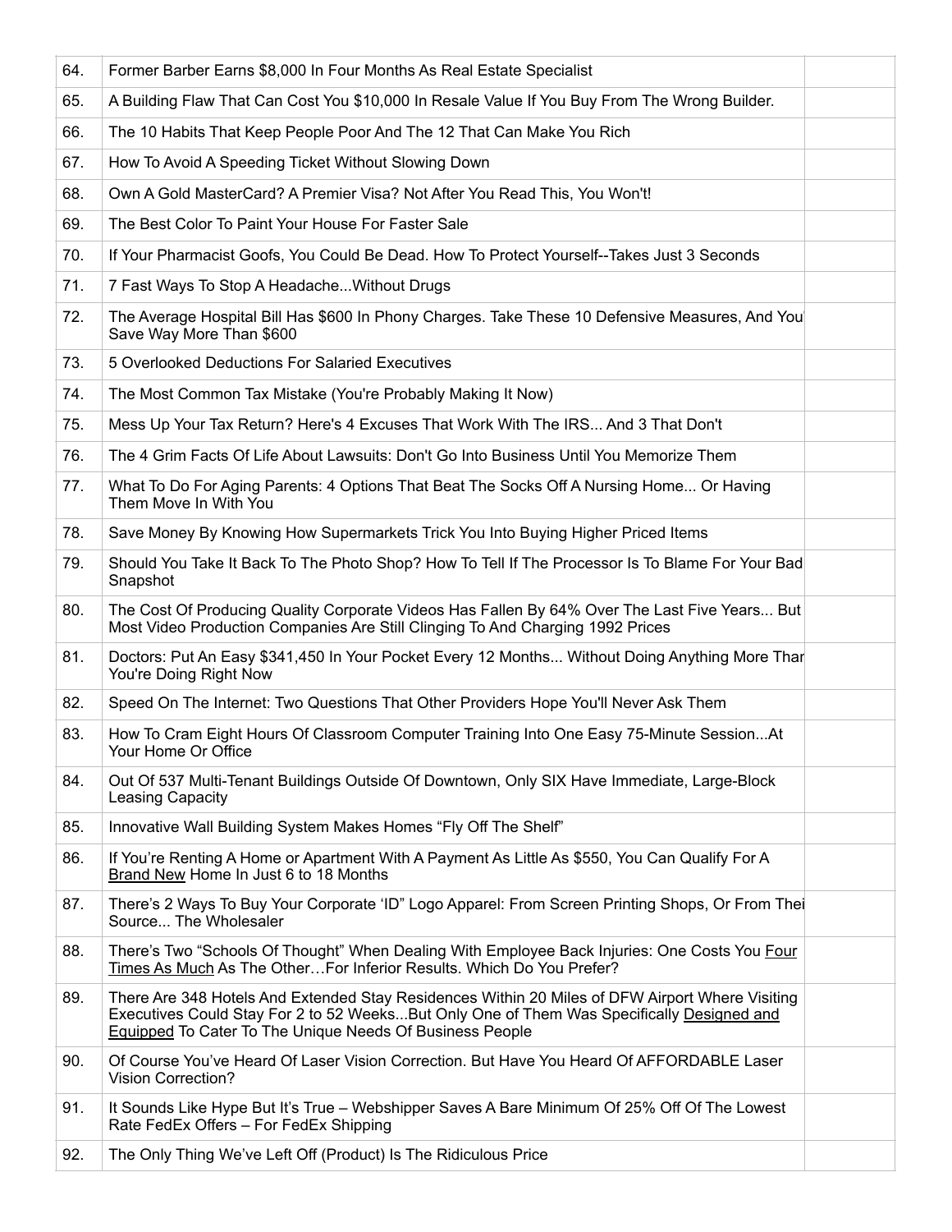| | | |
|---|---|---|
| 64. | Former Barber Earns $8,000 In Four Months As Real Estate Specialist | |
| 65. | A Building Flaw That Can Cost You $10,000 In Resale Value If You Buy From The Wrong Builder. | |
| 66. | The 10 Habits That Keep People Poor And The 12 That Can Make You Rich | |
| 67. | How To Avoid A Speeding Ticket Without Slowing Down | |
| 68. | Own A Gold MasterCard? A Premier Visa? Not After You Read This, You Won't! | |
| 69. | The Best Color To Paint Your House For Faster Sale | |
| 70. | If Your Pharmacist Goofs, You Could Be Dead. How To Protect Yourself--Takes Just 3 Seconds | |
| 71. | 7 Fast Ways To Stop A Headache...Without Drugs | |
| 72. | The Average Hospital Bill Has $600 In Phony Charges. Take These 10 Defensive Measures, And You Save Way More Than $600 | |
| 73. | 5 Overlooked Deductions For Salaried Executives | |
| 74. | The Most Common Tax Mistake (You're Probably Making It Now) | |
| 75. | Mess Up Your Tax Return? Here's 4 Excuses That Work With The IRS... And 3 That Don't | |
| 76. | The 4 Grim Facts Of Life About Lawsuits: Don't Go Into Business Until You Memorize Them | |
| 77. | What To Do For Aging Parents: 4 Options That Beat The Socks Off A Nursing Home... Or Having Them Move In With You | |
| 78. | Save Money By Knowing How Supermarkets Trick You Into Buying Higher Priced Items | |
| 79. | Should You Take It Back To The Photo Shop? How To Tell If The Processor Is To Blame For Your Bad Snapshot | |
| 80. | The Cost Of Producing Quality Corporate Videos Has Fallen By 64% Over The Last Five Years... But Most Video Production Companies Are Still Clinging To And Charging 1992 Prices | |
| 81. | Doctors: Put An Easy $341,450 In Your Pocket Every 12 Months... Without Doing Anything More Than You're Doing Right Now | |
| 82. | Speed On The Internet: Two Questions That Other Providers Hope You'll Never Ask Them | |
| 83. | How To Cram Eight Hours Of Classroom Computer Training Into One Easy 75-Minute Session...At Your Home Or Office | |
| 84. | Out Of 537 Multi-Tenant Buildings Outside Of Downtown, Only SIX Have Immediate, Large-Block Leasing Capacity | |
| 85. | Innovative Wall Building System Makes Homes “Fly Off The Shelf” | |
| 86. | If You’re Renting A Home or Apartment With A Payment As Little As $550, You Can Qualify For A <u>Brand New</u> Home In Just 6 to 18 Months | |
| 87. | There’s 2 Ways To Buy Your Corporate ‘ID” Logo Apparel: From Screen Printing Shops, Or From Their Source... The Wholesaler | |
| 88. | There’s Two “Schools Of Thought” When Dealing With Employee Back Injuries: One Costs You <u>Four Times As Much</u> As The Other…For Inferior Results. Which Do You Prefer? | |
| 89. | There Are 348 Hotels And Extended Stay Residences Within 20 Miles of DFW Airport Where Visiting Executives Could Stay For 2 to 52 Weeks...But Only One of Them Was Specifically <u>Designed and Equipped</u> To Cater To The Unique Needs Of Business People | |
| 90. | Of Course You’ve Heard Of Laser Vision Correction. But Have You Heard Of AFFORDABLE Laser Vision Correction? | |
| 91. | It Sounds Like Hype But It’s True – Webshipper Saves A Bare Minimum Of 25% Off Of The Lowest Rate FedEx Offers – For FedEx Shipping | |
| 92. | The Only Thing We’ve Left Off (Product) Is The Ridiculous Price | |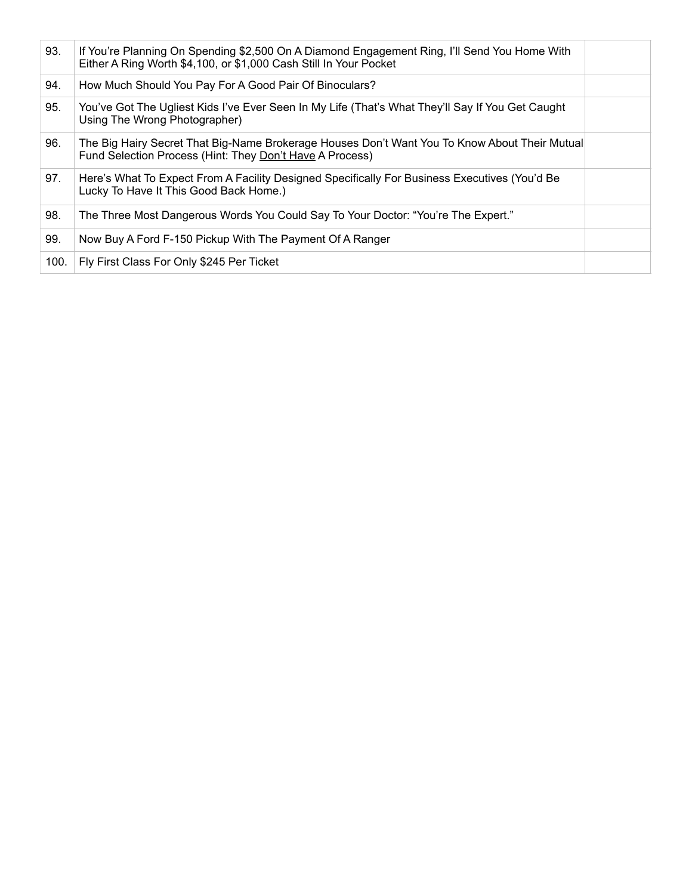| | | |
|---|---|---|
| 93. | If You're Planning On Spending $2,500 On A Diamond Engagement Ring, I'll Send You Home With Either A Ring Worth $4,100, or $1,000 Cash Still In Your Pocket | |
| 94. | How Much Should You Pay For A Good Pair Of Binoculars? | |
| 95. | You've Got The Ugliest Kids I've Ever Seen In My Life (That's What They'll Say If You Get Caught Using The Wrong Photographer) | |
| 96. | The Big Hairy Secret That Big-Name Brokerage Houses Don't Want You To Know About Their Mutual Fund Selection Process (Hint: They <u>Don't Have</u> A Process) | |
| 97. | Here's What To Expect From A Facility Designed Specifically For Business Executives (You'd Be Lucky To Have It This Good Back Home.) | |
| 98. | The Three Most Dangerous Words You Could Say To Your Doctor: "You're The Expert." | |
| 99. | Now Buy A Ford F-150 Pickup With The Payment Of A Ranger | |
| 100. | Fly First Class For Only $245 Per Ticket | |